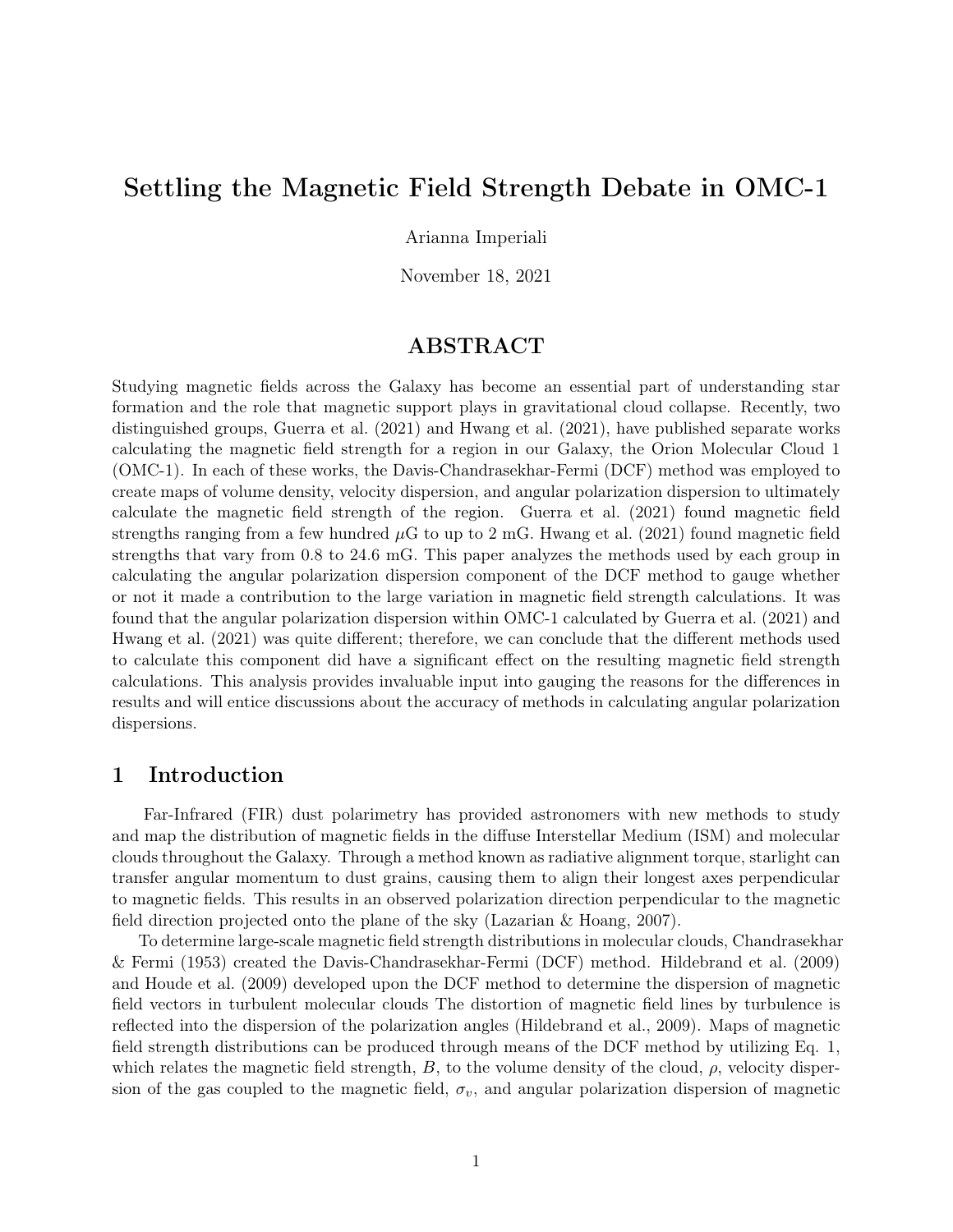# Settling the Magnetic Field Strength Debate in OMC-1

Arianna Imperiali

November 18, 2021

## ABSTRACT

Studying magnetic fields across the Galaxy has become an essential part of understanding star formation and the role that magnetic support plays in gravitational cloud collapse. Recently, two distinguished groups, Guerra et al. (2021) and Hwang et al. (2021), have published separate works calculating the magnetic field strength for a region in our Galaxy, the Orion Molecular Cloud 1 (OMC-1). In each of these works, the Davis-Chandrasekhar-Fermi (DCF) method was employed to create maps of volume density, velocity dispersion, and angular polarization alignment dispersion to ultimately calculate the magnetic field strength of the region. Guerra et al. (2021) found magnetic field strengths ranging from a few hundred $\mu$G to up to 2 mG. Hwang et al. (2021) found magnetic field strengths that vary from 0.8 to 24.6 mG. This paper analyzes the methods used by each group in calculating the angular polarization dispersion component of the DCF method to gauge whether or not it made a contribution to the large variation in magnetic field strength calculations. It was found that the angular polarization dispersion within OMC-1 calculated by Guerra et al. (2021) and Hwang et al. (2021) was quite different; therefore, we can conclude that the different methods used to calculate this component did have a significant effect on the resulting magnetic field strength calculations. This analysis provides invaluable input into gauging the reasons for the differences in results and will entice discussions about the accuracy of methods in calculating angular polarization dispersions.

## 1 Introduction

Far-Infrared (FIR) dust polarimetry has provided astronomers with new methods to study and map the distribution of magnetic fields in the diffuse Interstellar Medium (ISM) and molecular clouds throughout the Galaxy. Through a method known as radiative alignment torque, starlight can transfer angular momentum to dust grains, causing them to align their longest axes perpendicular to magnetic fields. This results in an observed polarization direction perpendicular to the magnetic field direction projected onto the plane of the sky (Lazarian & Hoang, 2007).

To determine large-scale magnetic field strength distributions in molecular clouds, Chandrasekhar & Fermi (1953) created the Davis-Chandrasekhar-Fermi (DCF) method. Hildebrand et al. (2009) and Houde et al. (2009) developed upon the DCF method to determine the dispersion of magnetic field vectors in turbulent molecular clouds The distortion of magnetic field lines by turbulence is reflected into the dispersion of the polarization angles (Hildebrand et al., 2009). Maps of magnetic field strength distributions can be produced through means of the DCF method by utilizing Eq. 1, which relates the magnetic field strength, $B$, to the volume density of the cloud, $\rho$, velocity dispersion of the gas coupled to the magnetic field, $\sigma_v$, and angular polarization dispersion of magnetic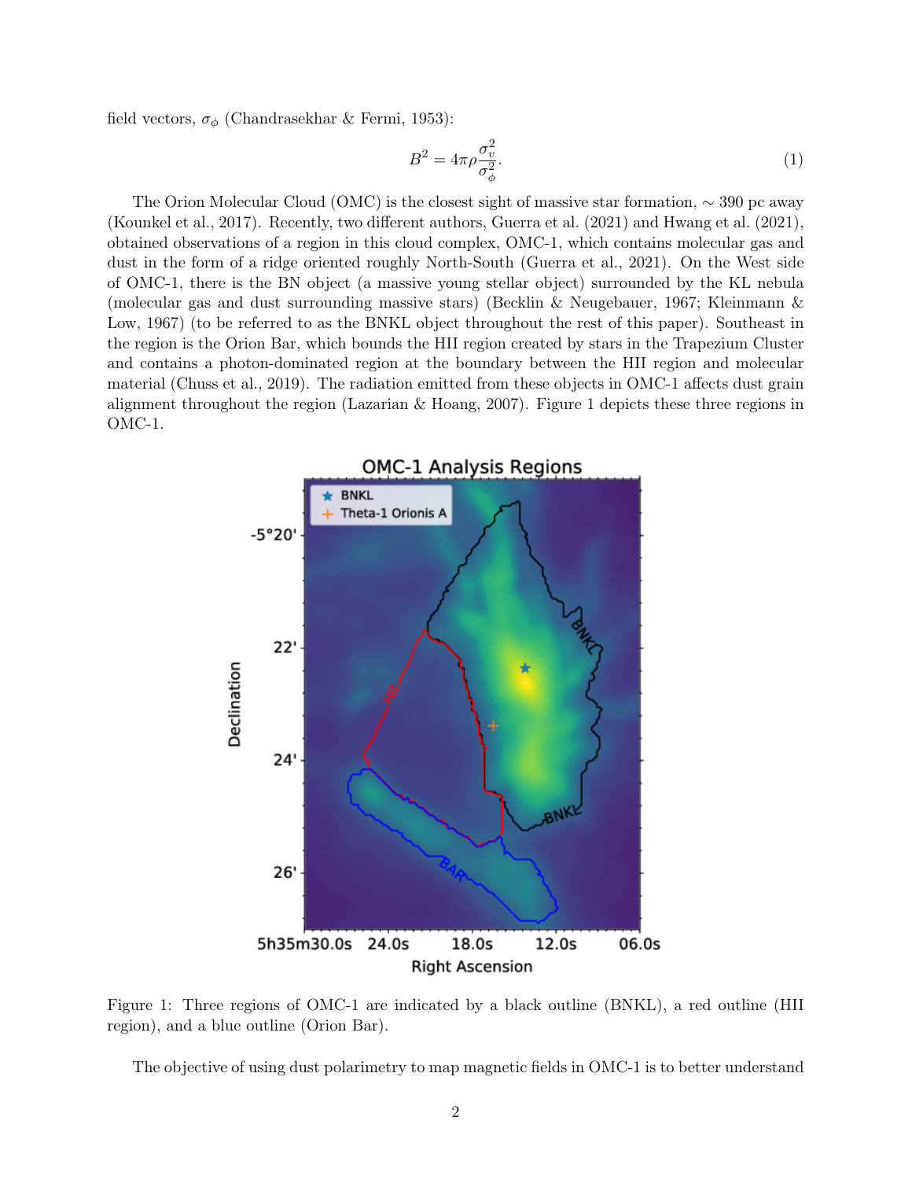field vectors, $\sigma_\phi$ (Chandrasekhar & Fermi, 1953):

$$B^2 = 4\pi\rho\frac{\sigma_v^2}{\sigma_\phi^2}. \tag{1}$$

The Orion Molecular Cloud (OMC) is the closest sight of massive star formation, $\sim$ 390 pc away (Kounkel et al., 2017). Recently, two different authors, Guerra et al. (2021) and Hwang et al. (2021), obtained observations of a region in this cloud complex, OMC-1, which contains molecular gas and dust in the form of a ridge oriented roughly North-South (Guerra et al., 2021). On the West side of OMC-1, there is the BN object (a massive young stellar object) surrounded by the KL nebula (molecular gas and dust surrounding massive stars) (Becklin & Neugebauer, 1967; Kleinmann & Low, 1967) (to be referred to as the BNKL object throughout the rest of this paper). Southeast in the region is the Orion Bar, which bounds the HII region created by stars in the Trapezium Cluster and contains a photon-dominated region at the boundary between the HII region and molecular material (Chuss et al., 2019). The radiation emitted from these objects in OMC-1 affects dust grain alignment throughout the region (Lazarian & Hoang, 2007). Figure 1 depicts these three regions in OMC-1.

Figure 1: Three regions of OMC-1 are indicated by a black outline (BNKL), a red outline (HII region), and a blue outline (Orion Bar).

The objective of using dust polarimetry to map magnetic fields in OMC-1 is to better understand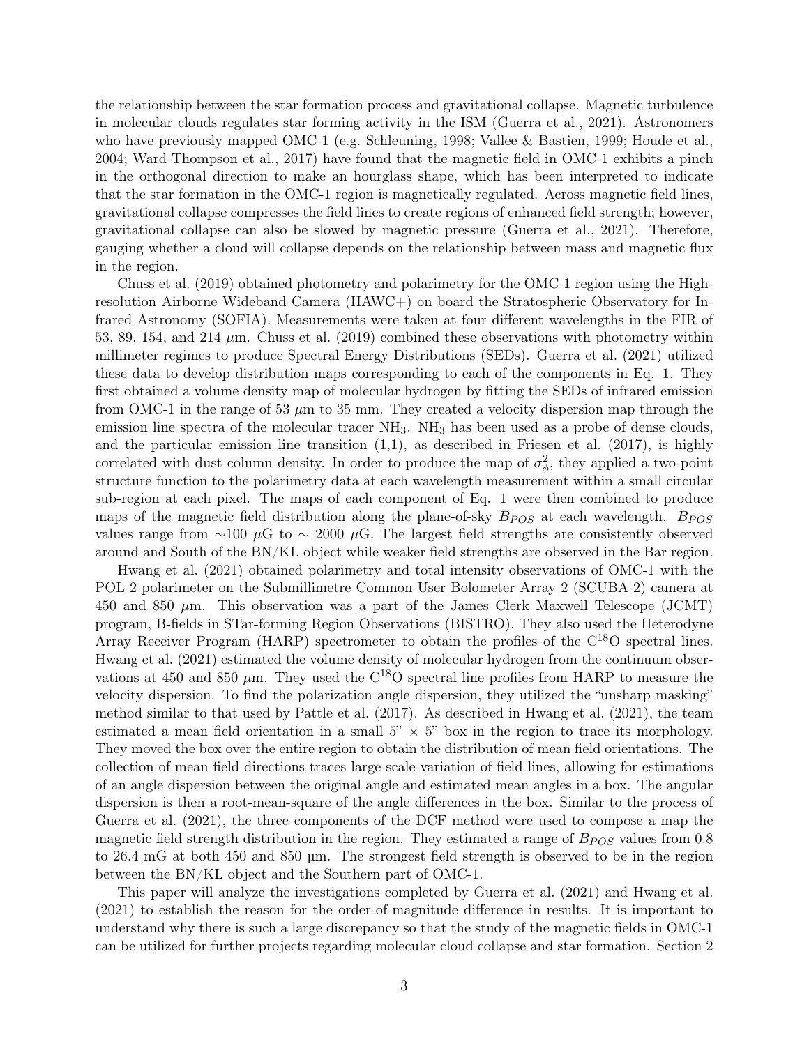the relationship between the star formation process and gravitational collapse. Magnetic turbulence in molecular clouds regulates star forming activity in the ISM (Guerra et al., 2021). Astronomers who have previously mapped OMC-1 (e.g. Schleuning, 1998; Vallee & Bastien, 1999; Houde et al., 2004; Ward-Thompson et al., 2017) have found that the magnetic field in OMC-1 exhibits a pinch in the orthogonal direction to make an hourglass shape, which has been interpreted to indicate that the star formation in the OMC-1 region is magnetically regulated. Across magnetic field lines, gravitational collapse compresses the field lines to create regions of enhanced field strength; however, gravitational collapse can also be slowed by magnetic pressure (Guerra et al., 2021). Therefore, gauging whether a cloud will collapse depends on the relationship between mass and magnetic flux in the region.

Chuss et al. (2019) obtained photometry and polarimetry for the OMC-1 region using the High-resolution Airborne Wideband Camera (HAWC+) on board the Stratospheric Observatory for Infrared Astronomy (SOFIA). Measurements were taken at four different wavelengths in the FIR of 53, 89, 154, and 214 $\mu$m. Chuss et al. (2019) combined these observations with photometry within millimeter regimes to produce Spectral Energy Distributions (SEDs). Guerra et al. (2021) utilized these data to develop distribution maps corresponding to each of the components in Eq. 1. They first obtained a volume density map of molecular hydrogen by fitting the SEDs of infrared emission from OMC-1 in the range of 53 $\mu$m to 35 mm. They created a velocity dispersion map through the emission line spectra of the molecular tracer $NH_3$. $NH_3$ has been used as a probe of dense clouds, and the particular emission line transition (1,1), as described in Friesen et al. (2017), is highly correlated with dust column density. In order to produce the map of $\sigma_\phi^2$, they applied a two-point structure function to the polarimetry data at each wavelength measurement within a small circular sub-region at each pixel. The maps of each component of Eq. 1 were then combined to produce maps of the magnetic field distribution along the plane-of-sky $B_{POS}$ at each wavelength. $B_{POS}$ values range from $\sim$100 $\mu$G to $\sim$ 2000 $\mu$G. The largest field strengths are consistently observed around and South of the BN/KL object while weaker field strengths are observed in the Bar region.

Hwang et al. (2021) obtained polarimetry and total intensity observations of OMC-1 with the POL-2 polarimeter on the Submillimetre Common-User Bolometer Array 2 (SCUBA-2) camera at 450 and 850 $\mu$m. This observation was a part of the James Clerk Maxwell Telescope (JCMT) program, B-fields in STar-forming Region Observations (BISTRO). They also used the Heterodyne Array Receiver Program (HARP) spectrometer to obtain the profiles of the $C^{18}O$ spectral lines. Hwang et al. (2021) estimated the volume density of molecular hydrogen from the continuum observations at 450 and 850 $\mu$m. They used the $C^{18}O$ spectral line profiles from HARP to measure the velocity dispersion. To find the polarization angle dispersion, they utilized the "unsharp masking" method similar to that used by Pattle et al. (2017). As described in Hwang et al. (2021), the team estimated a mean field orientation in a small 5" $\times$ 5" box in the region to trace its morphology. They moved the box over the entire region to obtain the distribution of mean field orientations. The collection of mean field directions traces large-scale variation of field lines, allowing for estimations of an angle dispersion between the original angle and estimated mean angles in a box. The angular dispersion is then a root-mean-square of the angle differences in the box. Similar to the process of Guerra et al. (2021), the three components of the DCF method were used to compose a map the magnetic field strength distribution in the region. They estimated a range of $B_{POS}$ values from 0.8 to 26.4 mG at both 450 and 850 µm. The strongest field strength is observed to be in the region between the BN/KL object and the Southern part of OMC-1.

This paper will analyze the investigations completed by Guerra et al. (2021) and Hwang et al. (2021) to establish the reason for the order-of-magnitude difference in results. It is important to understand why there is such a large discrepancy so that the study of the magnetic fields in OMC-1 can be utilized for further projects regarding molecular cloud collapse and star formation. Section 2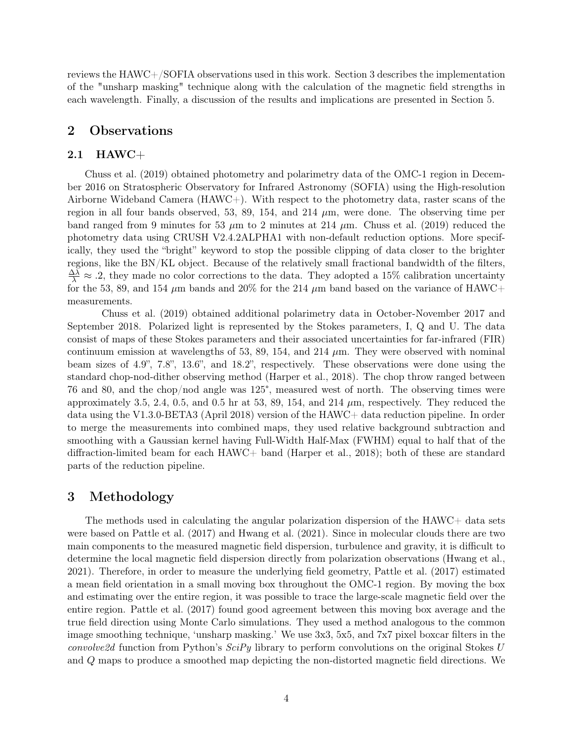reviews the HAWC+/SOFIA observations used in this work. Section 3 describes the implementation of the "unsharp masking" technique along with the calculation of the magnetic field strengths in each wavelength. Finally, a discussion of the results and implications are presented in Section 5.

## 2 Observations

### 2.1 HAWC+

Chuss et al. (2019) obtained photometry and polarimetry data of the OMC-1 region in December 2016 on Stratospheric Observatory for Infrared Astronomy (SOFIA) using the High-resolution Airborne Wideband Camera (HAWC+). With respect to the photometry data, raster scans of the region in all four bands observed, 53, 89, 154, and 214 $\mu$m, were done. The observing time per band ranged from 9 minutes for 53 $\mu$m to 2 minutes at 214 $\mu$m. Chuss et al. (2019) reduced the photometry data using CRUSH V2.4.2ALPHA1 with non-default reduction options. More specifically, they used the "bright" keyword to stop the possible clipping of data closer to the brighter regions, like the BN/KL object. Because of the relatively small fractional bandwidth of the filters, $\frac{\Delta\lambda}{\lambda} \approx .2$, they made no color corrections to the data. They adopted a 15% calibration uncertainty for the 53, 89, and 154 $\mu$m bands and 20% for the 214 $\mu$m band based on the variance of HAWC+ measurements.

Chuss et al. (2019) obtained additional polarimetry data in October-November 2017 and September 2018. Polarized light is represented by the Stokes parameters, I, Q and U. The data consist of maps of these Stokes parameters and their associated uncertainties for far-infrared (FIR) continuum emission at wavelengths of 53, 89, 154, and 214 $\mu$m. They were observed with nominal beam sizes of 4.9", 7.8", 13.6", and 18.2", respectively. These observations were done using the standard chop-nod-dither observing method (Harper et al., 2018). The chop throw ranged between 76 and 80, and the chop/nod angle was 125°, measured west of north. The observing times were approximately 3.5, 2.4, 0.5, and 0.5 hr at 53, 89, 154, and 214 $\mu$m, respectively. They reduced the data using the V1.3.0-BETA3 (April 2018) version of the HAWC+ data reduction pipeline. In order to merge the measurements into combined maps, they used relative background subtraction and smoothing with a Gaussian kernel having Full-Width Half-Max (FWHM) equal to half that of the diffraction-limited beam for each HAWC+ band (Harper et al., 2018); both of these are standard parts of the reduction pipeline.

## 3 Methodology

The methods used in calculating the angular polarization dispersion of the HAWC+ data sets were based on Pattle et al. (2017) and Hwang et al. (2021). Since in molecular clouds there are two main components to the measured magnetic field dispersion, turbulence and gravity, it is difficult to determine the local magnetic field dispersion directly from polarization observations (Hwang et al., 2021). Therefore, in order to measure the underlying field geometry, Pattle et al. (2017) estimated a mean field orientation in a small moving box throughout the OMC-1 region. By moving the box and estimating over the entire region, it was possible to trace the large-scale magnetic field over the entire region. Pattle et al. (2017) found good agreement between this moving box average and the true field direction using Monte Carlo simulations. They used a method analogous to the common image smoothing technique, 'unsharp masking.' We use 3x3, 5x5, and 7x7 pixel boxcar filters in the *convolve2d* function from Python's *SciPy* library to perform convolutions on the original Stokes $U$ and $Q$ maps to produce a smoothed map depicting the non-distorted magnetic field directions. We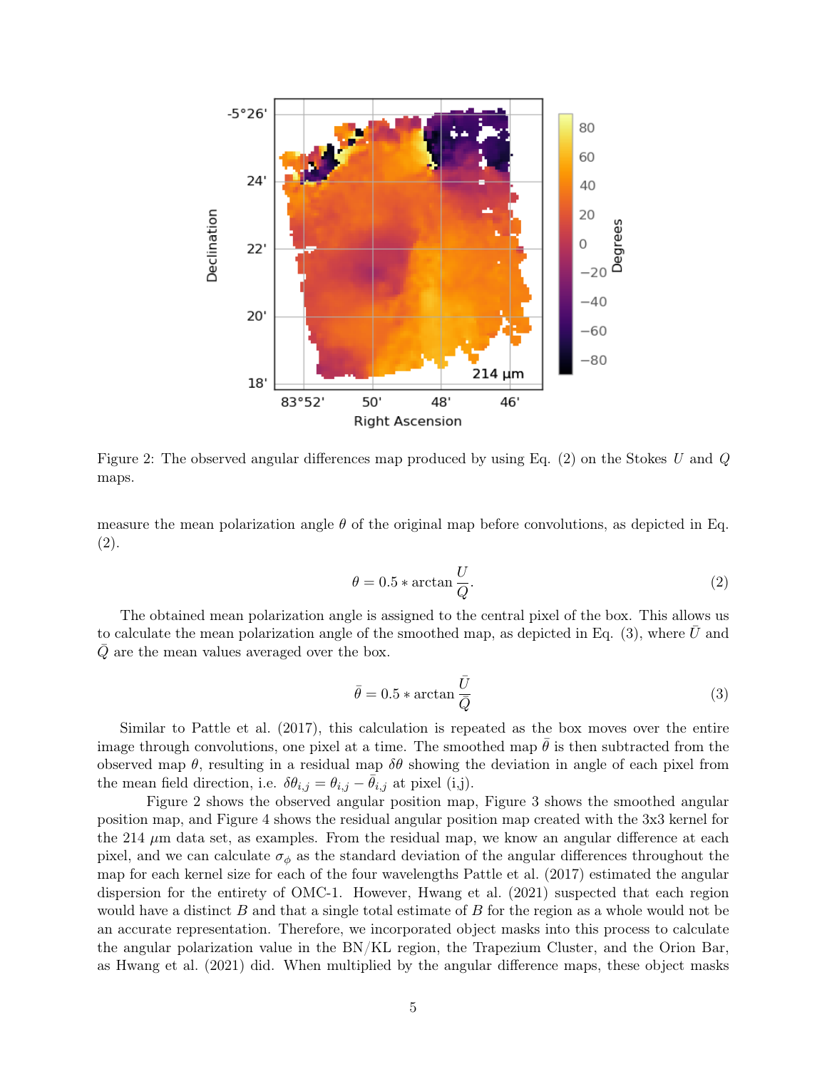Figure 2: The observed angular differences map produced by using Eq. (2) on the Stokes $U$ and $Q$ maps.

measure the mean polarization angle $\theta$ of the original map before convolutions, as depicted in Eq. (2).

$$\theta = 0.5 * \arctan \frac{U}{Q}. \tag{2}$$

The obtained mean polarization angle is assigned to the central pixel of the box. This allows us to calculate the mean polarization angle of the smoothed map, as depicted in Eq. (3), where $\bar{U}$ and $\bar{Q}$ are the mean values averaged over the box.

$$\bar{\theta} = 0.5 * \arctan \frac{\bar{U}}{\bar{Q}} \tag{3}$$

Similar to Pattle et al. (2017), this calculation is repeated as the box moves over the entire image through convolutions, one pixel at a time. The smoothed map $\bar{\theta}$ is then subtracted from the observed map $\theta$, resulting in a residual map $\delta\theta$ showing the deviation in angle of each pixel from the mean field direction, i.e. $\delta\theta_{i,j} = \theta_{i,j} - \bar{\theta}_{i,j}$ at pixel (i,j).

Figure 2 shows the observed angular position map, Figure 3 shows the smoothed angular position map, and Figure 4 shows the residual angular position map created with the 3x3 kernel for the 214 $\mu$m data set, as examples. From the residual map, we know an angular difference at each pixel, and we can calculate $\sigma_\phi$ as the standard deviation of the angular differences throughout the map for each kernel size for each of the four wavelengths Pattle et al. (2017) estimated the angular dispersion for the entirety of OMC-1. However, Hwang et al. (2021) suspected that each region would have a distinct $B$ and that a single total estimate of $B$ for the region as a whole would not be an accurate representation. Therefore, we incorporated object masks into this process to calculate the angular polarization value in the BN/KL region, the Trapezium Cluster, and the Orion Bar, as Hwang et al. (2021) did. When multiplied by the angular difference maps, these object masks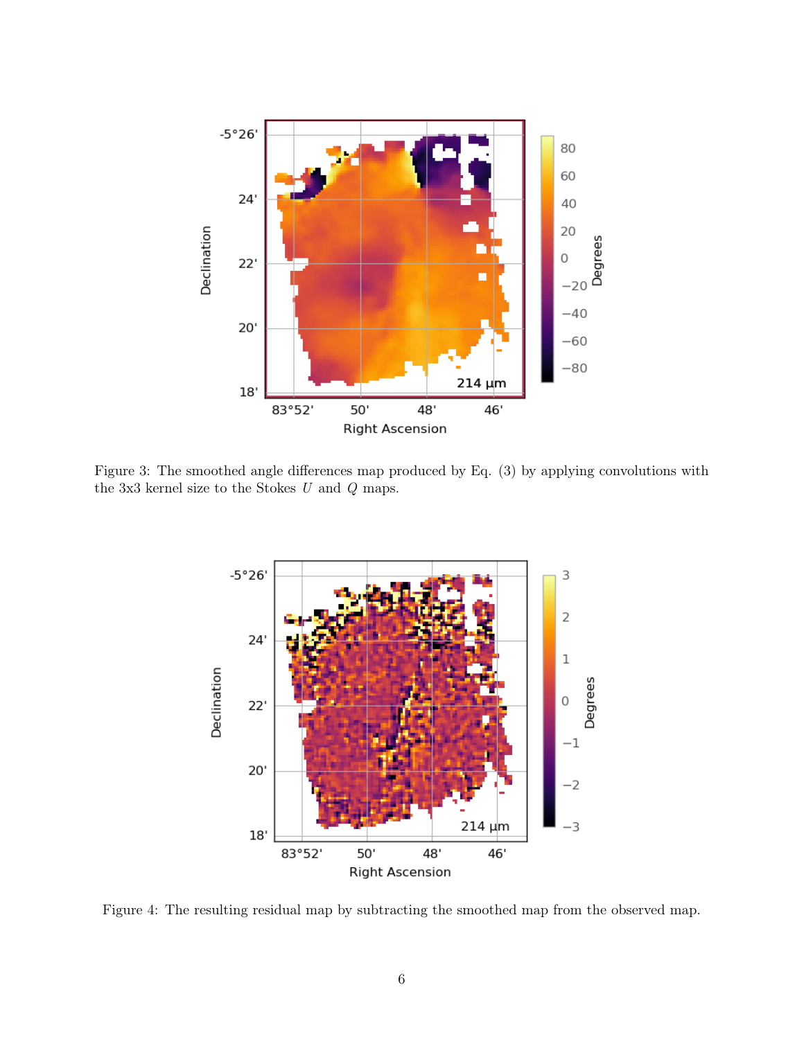Figure 3: The smoothed angle differences map produced by Eq. (3) by applying convolutions with the 3x3 kernel size to the Stokes $U$ and $Q$ maps.

Figure 4: The resulting residual map by subtracting the smoothed map from the observed map.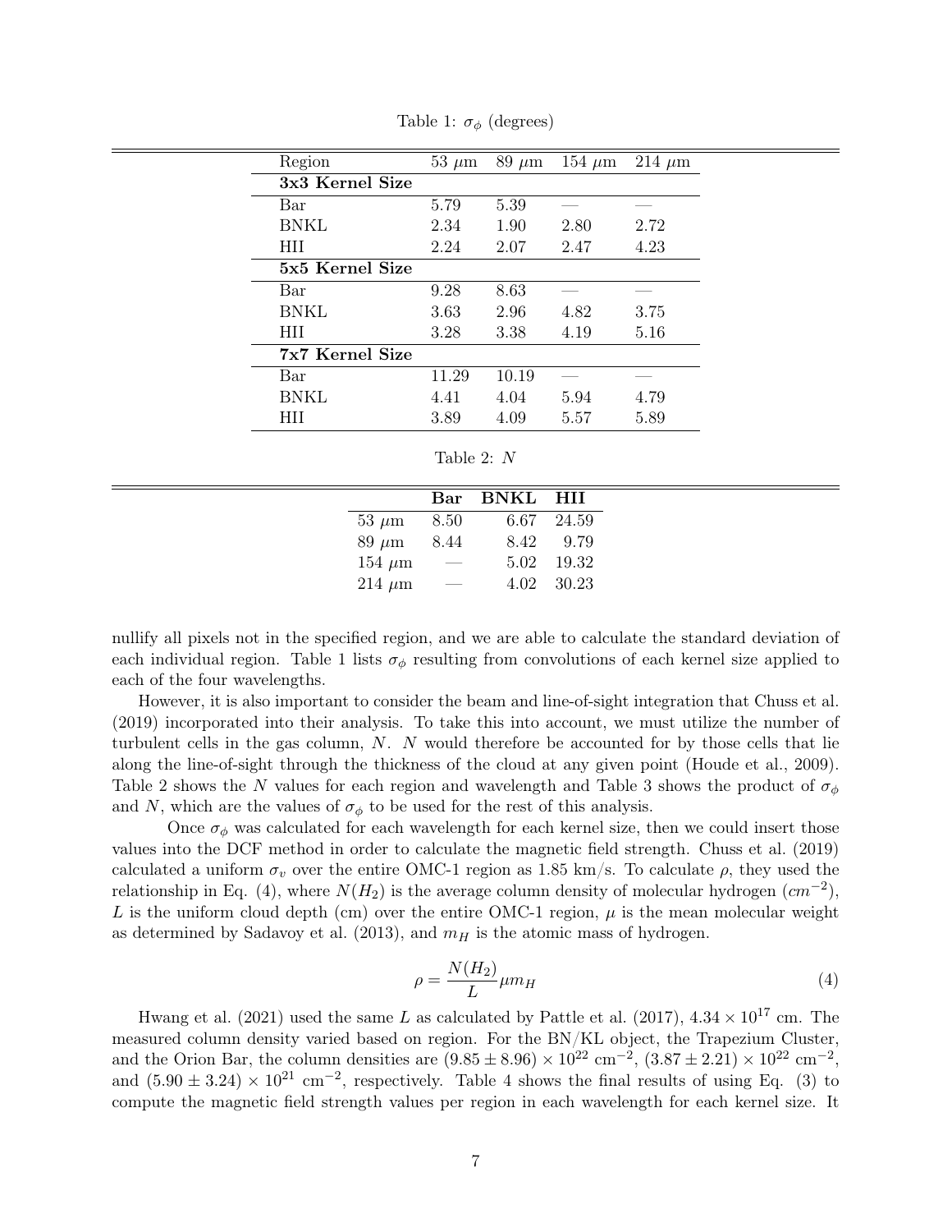Table 1: $\sigma_\phi$ (degrees)

| Region | 53 $\mu$m | 89 $\mu$m | 154 $\mu$m | 214 $\mu$m |
|---|---|---|---|---|
| **3x3 Kernel Size** | | | | |
| Bar | 5.79 | 5.39 | — | — |
| BNKL | 2.34 | 1.90 | 2.80 | 2.72 |
| HII | 2.24 | 2.07 | 2.47 | 4.23 |
| **5x5 Kernel Size** | | | | |
| Bar | 9.28 | 8.63 | — | — |
| BNKL | 3.63 | 2.96 | 4.82 | 3.75 |
| HII | 3.28 | 3.38 | 4.19 | 5.16 |
| **7x7 Kernel Size** | | | | |
| Bar | 11.29 | 10.19 | — | — |
| BNKL | 4.41 | 4.04 | 5.94 | 4.79 |
| HII | 3.89 | 4.09 | 5.57 | 5.89 |

Table 2: $N$

| | **Bar** | **BNKL** | **HII** |
|---|---|---|---|
| 53 $\mu$m | 8.50 | 6.67 | 24.59 |
| 89 $\mu$m | 8.44 | 8.42 | 9.79 |
| 154 $\mu$m | — | 5.02 | 19.32 |
| 214 $\mu$m | — | 4.02 | 30.23 |

nullify all pixels not in the specified region, and we are able to calculate the standard deviation of each individual region. Table 1 lists $\sigma_\phi$ resulting from convolutions of each kernel size applied to each of the four wavelengths.

However, it is also important to consider the beam and line-of-sight integration that Chuss et al. (2019) incorporated into their analysis. To take this into account, we must utilize the number of turbulent cells in the gas column, $N$. $N$ would therefore be accounted for by those cells that lie along the line-of-sight through the thickness of the cloud at any given point (Houde et al., 2009). Table 2 shows the $N$ values for each region and wavelength and Table 3 shows the product of $\sigma_\phi$ and $N$, which are the values of $\sigma_\phi$ to be used for the rest of this analysis.

Once $\sigma_\phi$ was calculated for each wavelength for each kernel size, then we could insert those values into the DCF method in order to calculate the magnetic field strength. Chuss et al. (2019) calculated a uniform $\sigma_v$ over the entire OMC-1 region as 1.85 km/s. To calculate $\rho$, they used the relationship in Eq. (4), where $N(H_2)$ is the average column density of molecular hydrogen ($cm^{-2}$), $L$ is the uniform cloud depth (cm) over the entire OMC-1 region, $\mu$ is the mean molecular weight as determined by Sadavoy et al. (2013), and $m_H$ is the atomic mass of hydrogen.

$$\rho = \frac{N(H_2)}{L}\mu m_H \tag{4}$$

Hwang et al. (2021) used the same $L$ as calculated by Pattle et al. (2017), $4.34 \times 10^{17}$ cm. The measured column density varied based on region. For the BN/KL object, the Trapezium Cluster, and the Orion Bar, the column densities are $(9.85 \pm 8.96) \times 10^{22}$ cm$^{-2}$, $(3.87 \pm 2.21) \times 10^{22}$ cm$^{-2}$, and $(5.90 \pm 3.24) \times 10^{21}$ cm$^{-2}$, respectively. Table 4 shows the final results of using Eq. (3) to compute the magnetic field strength values per region in each wavelength for each kernel size. It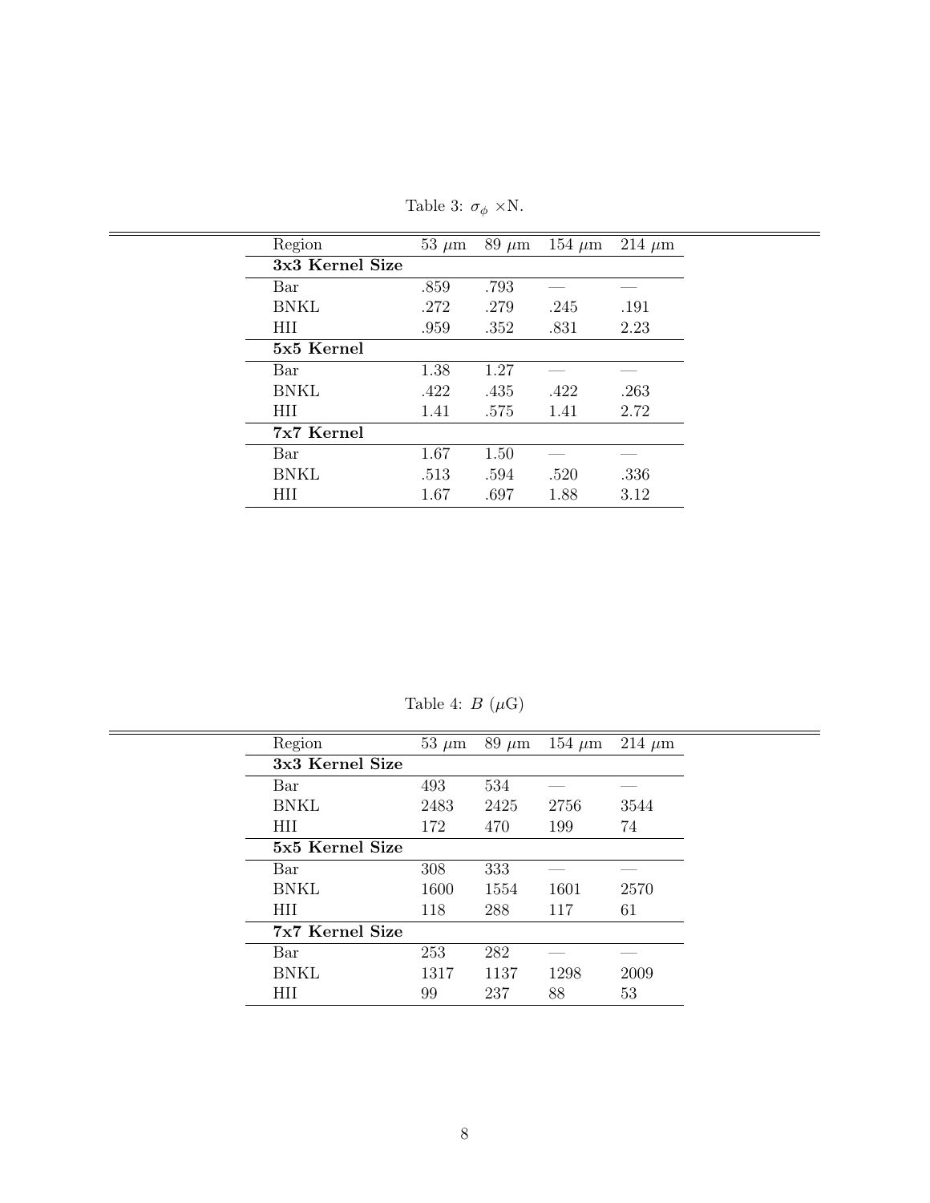Table 3: $\sigma_\phi$ $\times$N.

| Region | 53 $\mu$m | 89 $\mu$m | 154 $\mu$m | 214 $\mu$m |
|---|---|---|---|---|
| **3x3 Kernel Size** | | | | |
| Bar | .859 | .793 | — | — |
| BNKL | .272 | .279 | .245 | .191 |
| HII | .959 | .352 | .831 | 2.23 |
| **5x5 Kernel** | | | | |
| Bar | 1.38 | 1.27 | — | — |
| BNKL | .422 | .435 | .422 | .263 |
| HII | 1.41 | .575 | 1.41 | 2.72 |
| **7x7 Kernel** | | | | |
| Bar | 1.67 | 1.50 | — | — |
| BNKL | .513 | .594 | .520 | .336 |
| HII | 1.67 | .697 | 1.88 | 3.12 |

Table 4: $B$ ($\mu$G)

| Region | 53 $\mu$m | 89 $\mu$m | 154 $\mu$m | 214 $\mu$m |
|---|---|---|---|---|
| **3x3 Kernel Size** | | | | |
| Bar | 493 | 534 | — | — |
| BNKL | 2483 | 2425 | 2756 | 3544 |
| HII | 172 | 470 | 199 | 74 |
| **5x5 Kernel Size** | | | | |
| Bar | 308 | 333 | — | — |
| BNKL | 1600 | 1554 | 1601 | 2570 |
| HII | 118 | 288 | 117 | 61 |
| **7x7 Kernel Size** | | | | |
| Bar | 253 | 282 | — | — |
| BNKL | 1317 | 1137 | 1298 | 2009 |
| HII | 99 | 237 | 88 | 53 |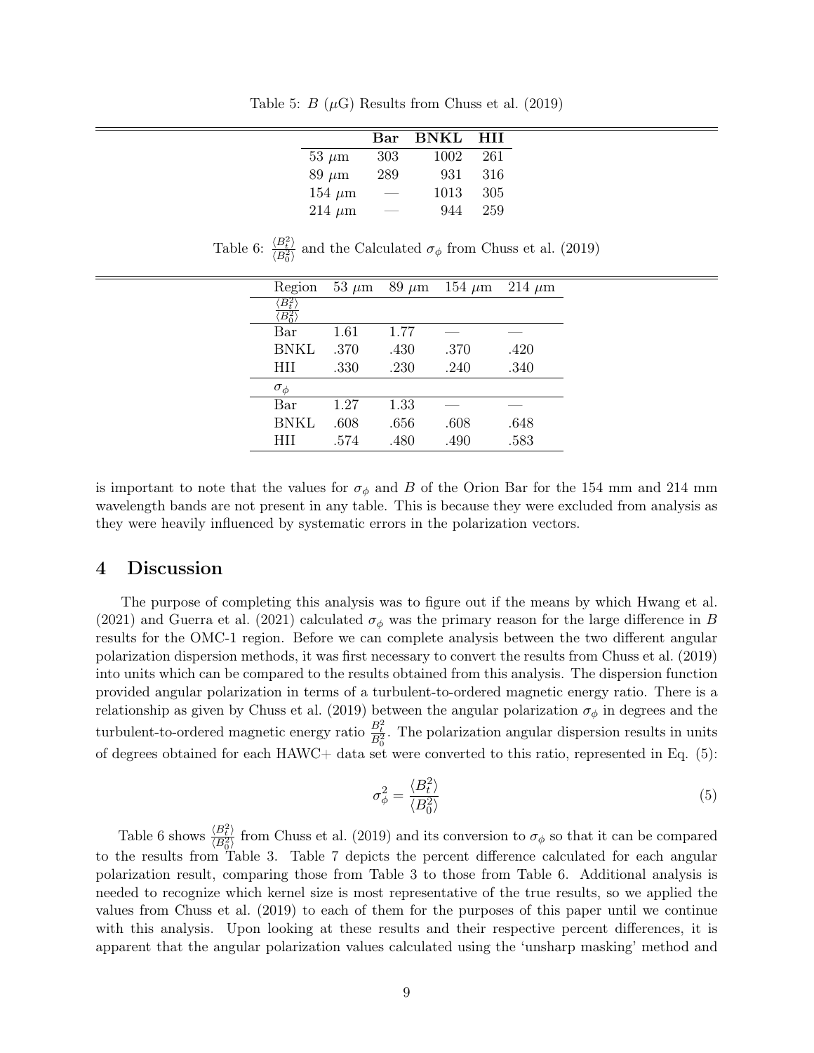Table 5: $B$ ($\mu$G) Results from Chuss et al. (2019)

| | **Bar** | **BNKL** | **HII** |
|---|---|---|---|
| 53 $\mu$m | 303 | 1002 | 261 |
| 89 $\mu$m | 289 | 931 | 316 |
| 154 $\mu$m | — | 1013 | 305 |
| 214 $\mu$m | — | 944 | 259 |

Table 6: $\frac{\langle B_t^2 \rangle}{\langle B_0^2 \rangle}$ and the Calculated $\sigma_\phi$ from Chuss et al. (2019)

| Region | 53 $\mu$m | 89 $\mu$m | 154 $\mu$m | 214 $\mu$m |
|---|---|---|---|---|
| $\frac{\langle B_t^2 \rangle}{\langle B_0^2 \rangle}$ | | | | |
| Bar | 1.61 | 1.77 | — | — |
| BNKL | .370 | .430 | .370 | .420 |
| HII | .330 | .230 | .240 | .340 |
| $\sigma_\phi$ | | | | |
| Bar | 1.27 | 1.33 | — | — |
| BNKL | .608 | .656 | .608 | .648 |
| HII | .574 | .480 | .490 | .583 |

is important to note that the values for $\sigma_\phi$ and $B$ of the Orion Bar for the 154 mm and 214 mm wavelength bands are not present in any table. This is because they were excluded from analysis as they were heavily influenced by systematic errors in the polarization vectors.

## 4 Discussion

The purpose of completing this analysis was to figure out if the means by which Hwang et al. (2021) and Guerra et al. (2021) calculated $\sigma_\phi$ was the primary reason for the large difference in $B$ results for the OMC-1 region. Before we can complete analysis between the two different angular polarization dispersion methods, it was first necessary to convert the results from Chuss et al. (2019) into units which can be compared to the results obtained from this analysis. The dispersion function provided angular polarization in terms of a turbulent-to-ordered magnetic energy ratio. There is a relationship as given by Chuss et al. (2019) between the angular polarization $\sigma_\phi$ in degrees and the turbulent-to-ordered magnetic energy ratio $\frac{B_t^2}{B_0^2}$. The polarization angular dispersion results in units of degrees obtained for each HAWC+ data set were converted to this ratio, represented in Eq. (5):

$$\sigma_\phi^2 = \frac{\langle B_t^2 \rangle}{\langle B_0^2 \rangle} \tag{5}$$

Table 6 shows $\frac{\langle B_t^2 \rangle}{\langle B_0^2 \rangle}$ from Chuss et al. (2019) and its conversion to $\sigma_\phi$ so that it can be compared to the results from Table 3. Table 7 depicts the percent difference calculated for each angular polarization result, comparing those from Table 3 to those from Table 6. Additional analysis is needed to recognize which kernel size is most representative of the true results, so we applied the values from Chuss et al. (2019) to each of them for the purposes of this paper until we continue with this analysis. Upon looking at these results and their respective percent differences, it is apparent that the angular polarization values calculated using the 'unsharp masking' method and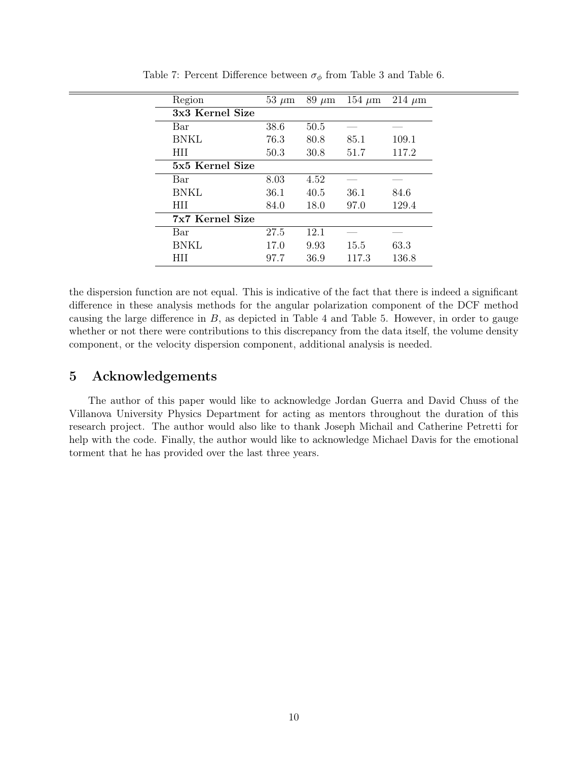Table 7: Percent Difference between $\sigma_\phi$ from Table 3 and Table 6.

| Region | 53 $\mu$m | 89 $\mu$m | 154 $\mu$m | 214 $\mu$m |
|---|---|---|---|---|
| **3x3 Kernel Size** | | | | |
| Bar | 38.6 | 50.5 | — | — |
| BNKL | 76.3 | 80.8 | 85.1 | 109.1 |
| HII | 50.3 | 30.8 | 51.7 | 117.2 |
| **5x5 Kernel Size** | | | | |
| Bar | 8.03 | 4.52 | — | — |
| BNKL | 36.1 | 40.5 | 36.1 | 84.6 |
| HII | 84.0 | 18.0 | 97.0 | 129.4 |
| **7x7 Kernel Size** | | | | |
| Bar | 27.5 | 12.1 | — | — |
| BNKL | 17.0 | 9.93 | 15.5 | 63.3 |
| HII | 97.7 | 36.9 | 117.3 | 136.8 |

the dispersion function are not equal. This is indicative of the fact that there is indeed a significant difference in these analysis methods for the angular polarization component of the DCF method causing the large difference in $B$, as depicted in Table 4 and Table 5. However, in order to gauge whether or not there were contributions to this discrepancy from the data itself, the volume density component, or the velocity dispersion component, additional analysis is needed.

## 5 Acknowledgements

The author of this paper would like to acknowledge Jordan Guerra and David Chuss of the Villanova University Physics Department for acting as mentors throughout the duration of this research project. The author would also like to thank Joseph Michail and Catherine Petretti for help with the code. Finally, the author would like to acknowledge Michael Davis for the emotional torment that he has provided over the last three years.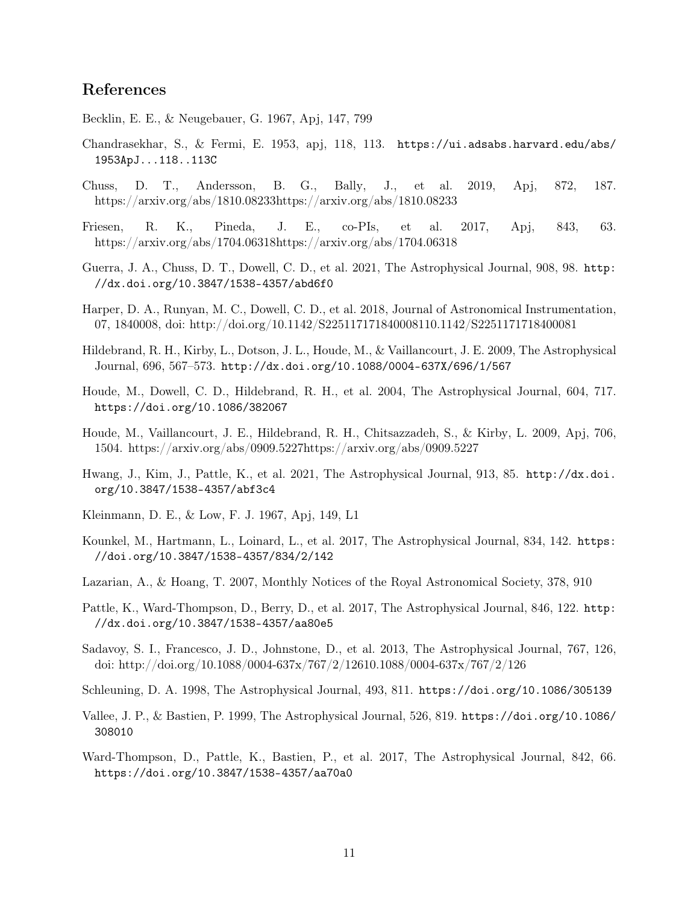## References

Becklin, E. E., & Neugebauer, G. 1967, Apj, 147, 799

Chandrasekhar, S., & Fermi, E. 1953, apj, 118, 113. https://ui.adsabs.harvard.edu/abs/1953ApJ...118..113C

Chuss, D. T., Andersson, B. G., Bally, J., et al. 2019, Apj, 872, 187. https://arxiv.org/abs/1810.08233https://arxiv.org/abs/1810.08233

Friesen, R. K., Pineda, J. E., co-PIs, et al. 2017, Apj, 843, 63. https://arxiv.org/abs/1704.06318https://arxiv.org/abs/1704.06318

Guerra, J. A., Chuss, D. T., Dowell, C. D., et al. 2021, The Astrophysical Journal, 908, 98. http://dx.doi.org/10.3847/1538-4357/abd6f0

Harper, D. A., Runyan, M. C., Dowell, C. D., et al. 2018, Journal of Astronomical Instrumentation, 07, 1840008, doi: http://doi.org/10.1142/S225117171840008110.1142/S2251171718400081

Hildebrand, R. H., Kirby, L., Dotson, J. L., Houde, M., & Vaillancourt, J. E. 2009, The Astrophysical Journal, 696, 567–573. http://dx.doi.org/10.1088/0004-637X/696/1/567

Houde, M., Dowell, C. D., Hildebrand, R. H., et al. 2004, The Astrophysical Journal, 604, 717. https://doi.org/10.1086/382067

Houde, M., Vaillancourt, J. E., Hildebrand, R. H., Chitsazzadeh, S., & Kirby, L. 2009, Apj, 706, 1504. https://arxiv.org/abs/0909.5227https://arxiv.org/abs/0909.5227

Hwang, J., Kim, J., Pattle, K., et al. 2021, The Astrophysical Journal, 913, 85. http://dx.doi.org/10.3847/1538-4357/abf3c4

Kleinmann, D. E., & Low, F. J. 1967, Apj, 149, L1

Kounkel, M., Hartmann, L., Loinard, L., et al. 2017, The Astrophysical Journal, 834, 142. https://doi.org/10.3847/1538-4357/834/2/142

Lazarian, A., & Hoang, T. 2007, Monthly Notices of the Royal Astronomical Society, 378, 910

Pattle, K., Ward-Thompson, D., Berry, D., et al. 2017, The Astrophysical Journal, 846, 122. http://dx.doi.org/10.3847/1538-4357/aa80e5

Sadavoy, S. I., Francesco, J. D., Johnstone, D., et al. 2013, The Astrophysical Journal, 767, 126, doi: http://doi.org/10.1088/0004-637x/767/2/12610.1088/0004-637x/767/2/126

Schleuning, D. A. 1998, The Astrophysical Journal, 493, 811. https://doi.org/10.1086/305139

Vallee, J. P., & Bastien, P. 1999, The Astrophysical Journal, 526, 819. https://doi.org/10.1086/308010

Ward-Thompson, D., Pattle, K., Bastien, P., et al. 2017, The Astrophysical Journal, 842, 66. https://doi.org/10.3847/1538-4357/aa70a0